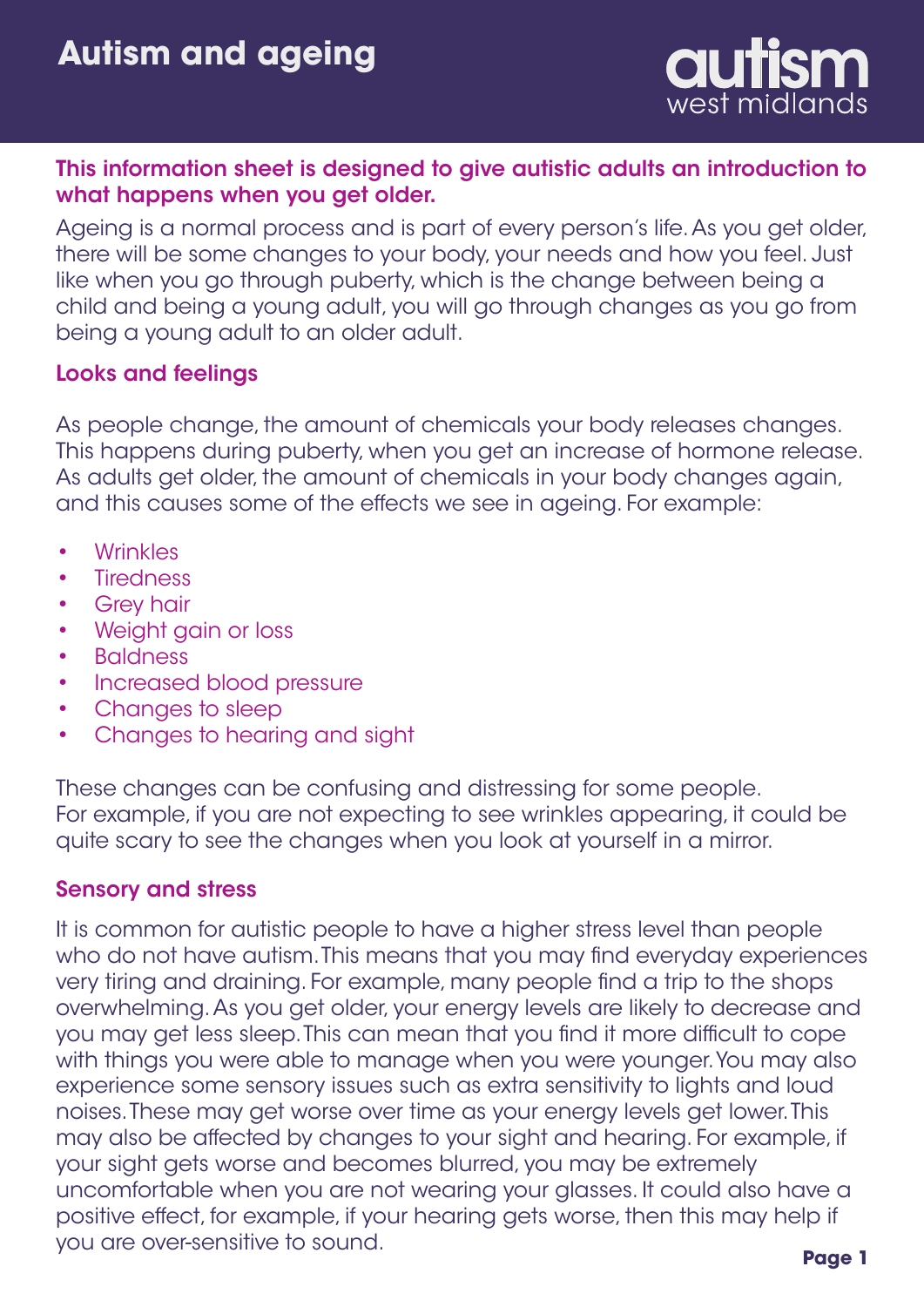# Autism and ageing

autism west midlands

**This information sheet is designed to give autistic adults an introduction to what happens when you get older.**

Ageing is a normal process and is part of every person's life. As you get older, there will be some changes to your body, your needs and how you feel. Just like when you go through puberty, which is the change between being a child and being a young adult, you will go through changes as you go from being a young adult to an older adult.

## Looks and feelings

As people change, the amount of chemicals your body releases changes. This happens during puberty, when you get an increase of hormone release. As adults get older, the amount of chemicals in your body changes again, and this causes some of the effects we see in ageing. For example:

- Wrinkles
- Tiredness
- Grey hair
- Weight gain or loss
- Baldness
- Increased blood pressure
- Changes to sleep
- Changes to hearing and sight

These changes can be confusing and distressing for some people. For example, if you are not expecting to see wrinkles appearing, it could be quite scary to see the changes when you look at yourself in a mirror.

## Sensory and stress

It is common for autistic people to have a higher stress level than people who do not have autism. This means that you may find everyday experiences very tiring and draining. For example, many people find a trip to the shops overwhelming. As you get older, your energy levels are likely to decrease and you may get less sleep. This can mean that you find it more difficult to cope with things you were able to manage when you were younger. You may also experience some sensory issues such as extra sensitivity to lights and loud noises. These may get worse over time as your energy levels get lower. This may also be affected by changes to your sight and hearing. For example, if your sight gets worse and becomes blurred, you may be extremely uncomfortable when you are not wearing your glasses. It could also have a positive effect, for example, if your hearing gets worse, then this may help if you are over-sensitive to sound.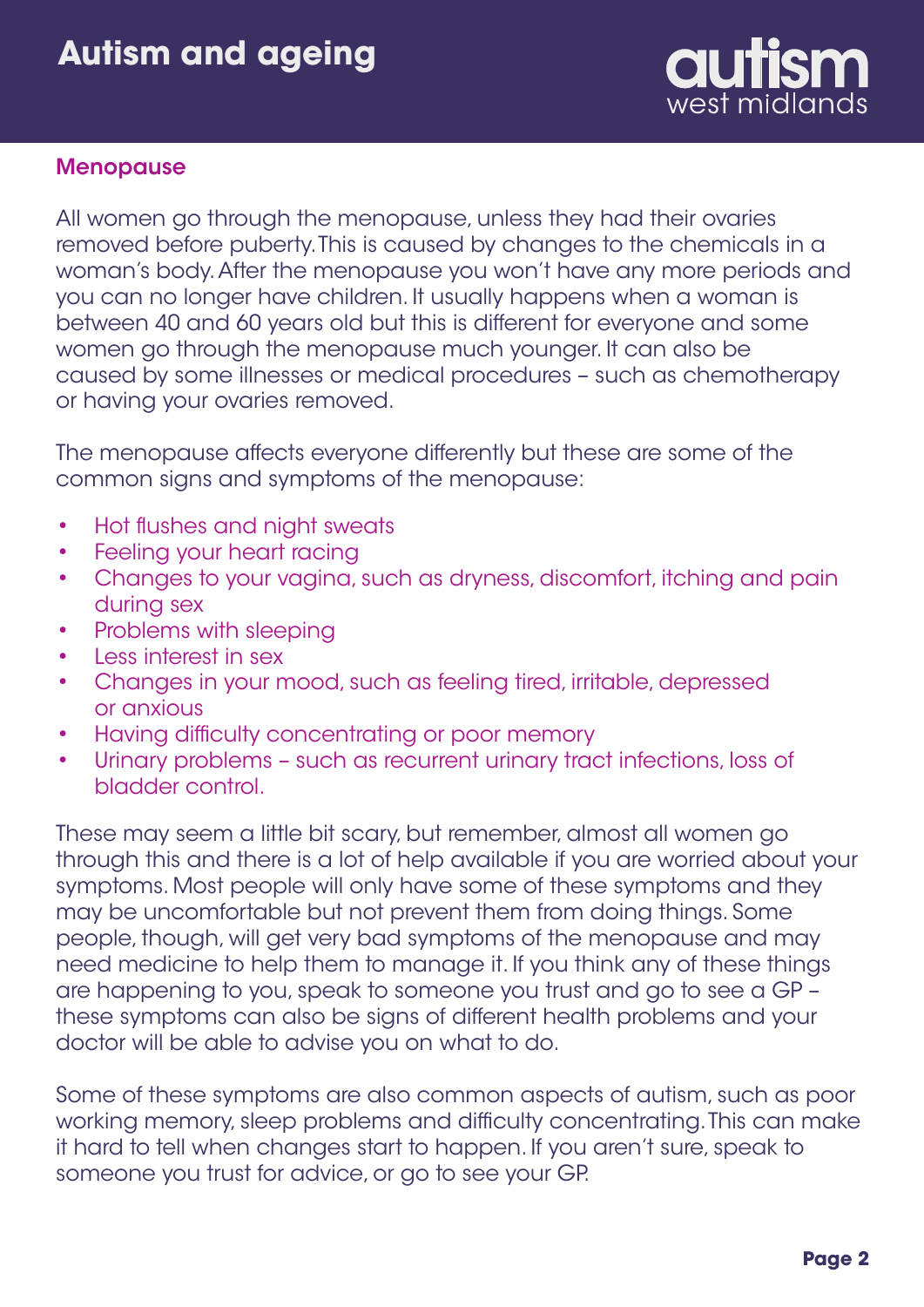## Menopause

All women go through the menopause, unless they had their ovaries removed before puberty. This is caused by changes to the chemicals in a woman's body. After the menopause you won't have any more periods and you can no longer have children. It usually happens when a woman is between 40 and 60 years old but this is different for everyone and some women go through the menopause much younger. It can also be caused by some illnesses or medical procedures – such as chemotherapy or having your ovaries removed.

The menopause affects everyone differently but these are some of the common signs and symptoms of the menopause:

- Hot flushes and night sweats
- Feeling your heart racing
- Changes to your vagina, such as dryness, discomfort, itching and pain during sex
- Problems with sleeping
- Less interest in sex
- Changes in your mood, such as feeling tired, irritable, depressed or anxious
- Having difficulty concentrating or poor memory
- Urinary problems – such as recurrent urinary tract infections, loss of bladder control.

These may seem a little bit scary, but remember, almost all women go through this and there is a lot of help available if you are worried about your symptoms. Most people will only have some of these symptoms and they may be uncomfortable but not prevent them from doing things. Some people, though, will get very bad symptoms of the menopause and may need medicine to help them to manage it. If you think any of these things are happening to you, speak to someone you trust and go to see a GP – these symptoms can also be signs of different health problems and your doctor will be able to advise you on what to do.

Some of these symptoms are also common aspects of autism, such as poor working memory, sleep problems and difficulty concentrating. This can make it hard to tell when changes start to happen. If you aren't sure, speak to someone you trust for advice, or go to see your GP.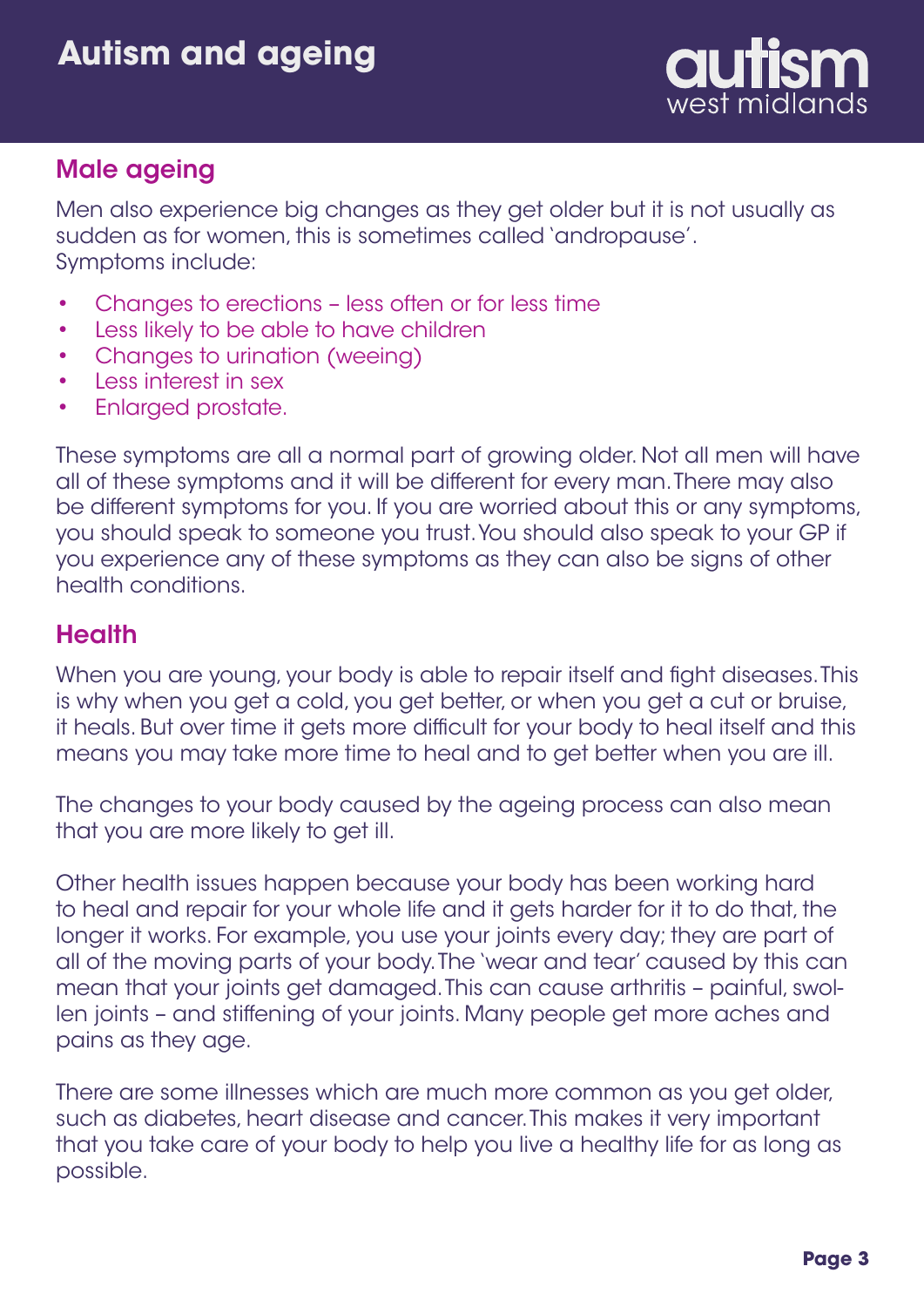## Male ageing

Men also experience big changes as they get older but it is not usually as sudden as for women, this is sometimes called 'andropause'. Symptoms include:

- Changes to erections – less often or for less time
- Less likely to be able to have children
- Changes to urination (weeing)
- Less interest in sex
- Enlarged prostate.

These symptoms are all a normal part of growing older. Not all men will have all of these symptoms and it will be different for every man. There may also be different symptoms for you. If you are worried about this or any symptoms, you should speak to someone you trust. You should also speak to your GP if you experience any of these symptoms as they can also be signs of other health conditions.

## Health

When you are young, your body is able to repair itself and fight diseases. This is why when you get a cold, you get better, or when you get a cut or bruise, it heals. But over time it gets more difficult for your body to heal itself and this means you may take more time to heal and to get better when you are ill.

The changes to your body caused by the ageing process can also mean that you are more likely to get ill.

Other health issues happen because your body has been working hard to heal and repair for your whole life and it gets harder for it to do that, the longer it works. For example, you use your joints every day; they are part of all of the moving parts of your body. The 'wear and tear' caused by this can mean that your joints get damaged. This can cause arthritis – painful, swollen joints – and stiffening of your joints. Many people get more aches and pains as they age.

There are some illnesses which are much more common as you get older, such as diabetes, heart disease and cancer. This makes it very important that you take care of your body to help you live a healthy life for as long as possible.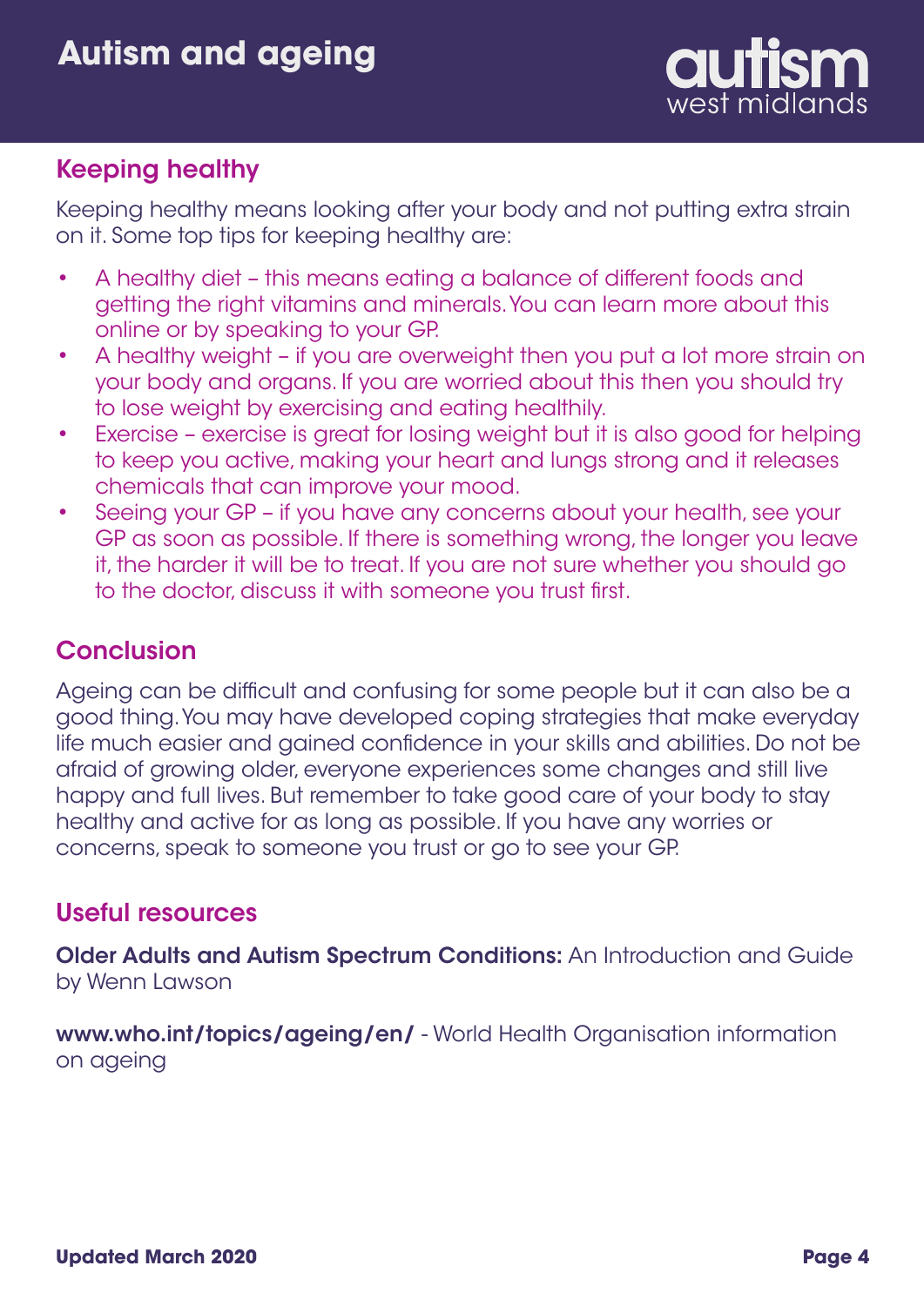## Keeping healthy

Keeping healthy means looking after your body and not putting extra strain on it. Some top tips for keeping healthy are:

- A healthy diet – this means eating a balance of different foods and getting the right vitamins and minerals. You can learn more about this online or by speaking to your GP.
- A healthy weight – if you are overweight then you put a lot more strain on your body and organs. If you are worried about this then you should try to lose weight by exercising and eating healthily.
- Exercise – exercise is great for losing weight but it is also good for helping to keep you active, making your heart and lungs strong and it releases chemicals that can improve your mood.
- Seeing your GP – if you have any concerns about your health, see your GP as soon as possible. If there is something wrong, the longer you leave it, the harder it will be to treat. If you are not sure whether you should go to the doctor, discuss it with someone you trust first.

## Conclusion

Ageing can be difficult and confusing for some people but it can also be a good thing. You may have developed coping strategies that make everyday life much easier and gained confidence in your skills and abilities. Do not be afraid of growing older, everyone experiences some changes and still live happy and full lives. But remember to take good care of your body to stay healthy and active for as long as possible. If you have any worries or concerns, speak to someone you trust or go to see your GP.

## Useful resources

**Older Adults and Autism Spectrum Conditions:** An Introduction and Guide by Wenn Lawson

**www.who.int/topics/ageing/en/** - World Health Organisation information on ageing

**Updated March 2020**